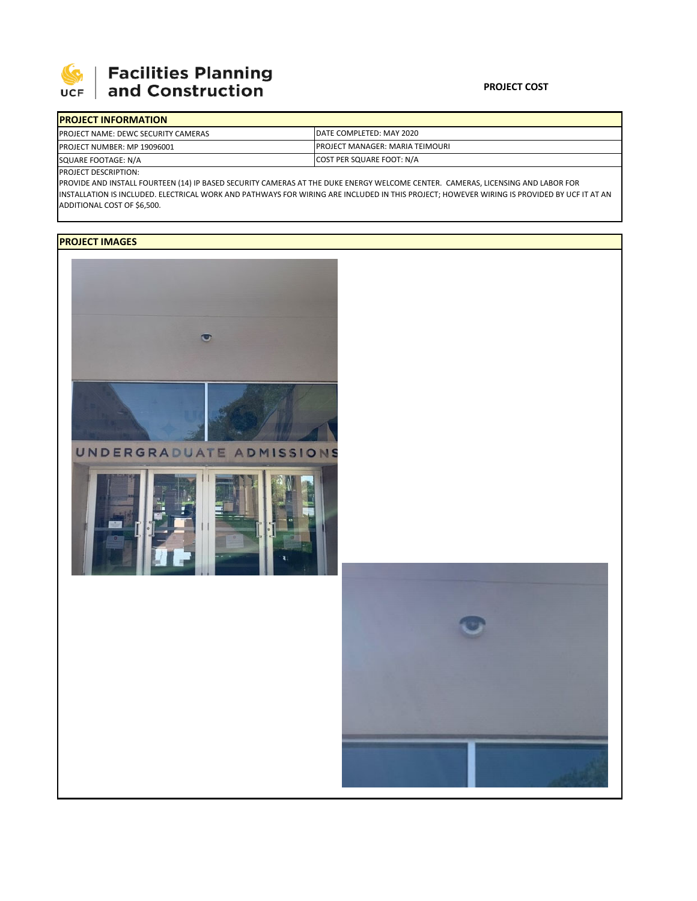**Facilities Planning and Construction**

**PROJECT COST**

| **PROJECT INFORMATION** | |
|---|---|
| PROJECT NAME: DEWC SECURITY CAMERAS | DATE COMPLETED: MAY 2020 |
| PROJECT NUMBER: MP 19096001 | PROJECT MANAGER: MARIA TEIMOURI |
| SQUARE FOOTAGE: N/A | COST PER SQUARE FOOT: N/A |

PROJECT DESCRIPTION:

PROVIDE AND INSTALL FOURTEEN (14) IP BASED SECURITY CAMERAS AT THE DUKE ENERGY WELCOME CENTER. CAMERAS, LICENSING AND LABOR FOR INSTALLATION IS INCLUDED. ELECTRICAL WORK AND PATHWAYS FOR WIRING ARE INCLUDED IN THIS PROJECT; HOWEVER WIRING IS PROVIDED BY UCF IT AT AN ADDITIONAL COST OF $6,500.

**PROJECT IMAGES**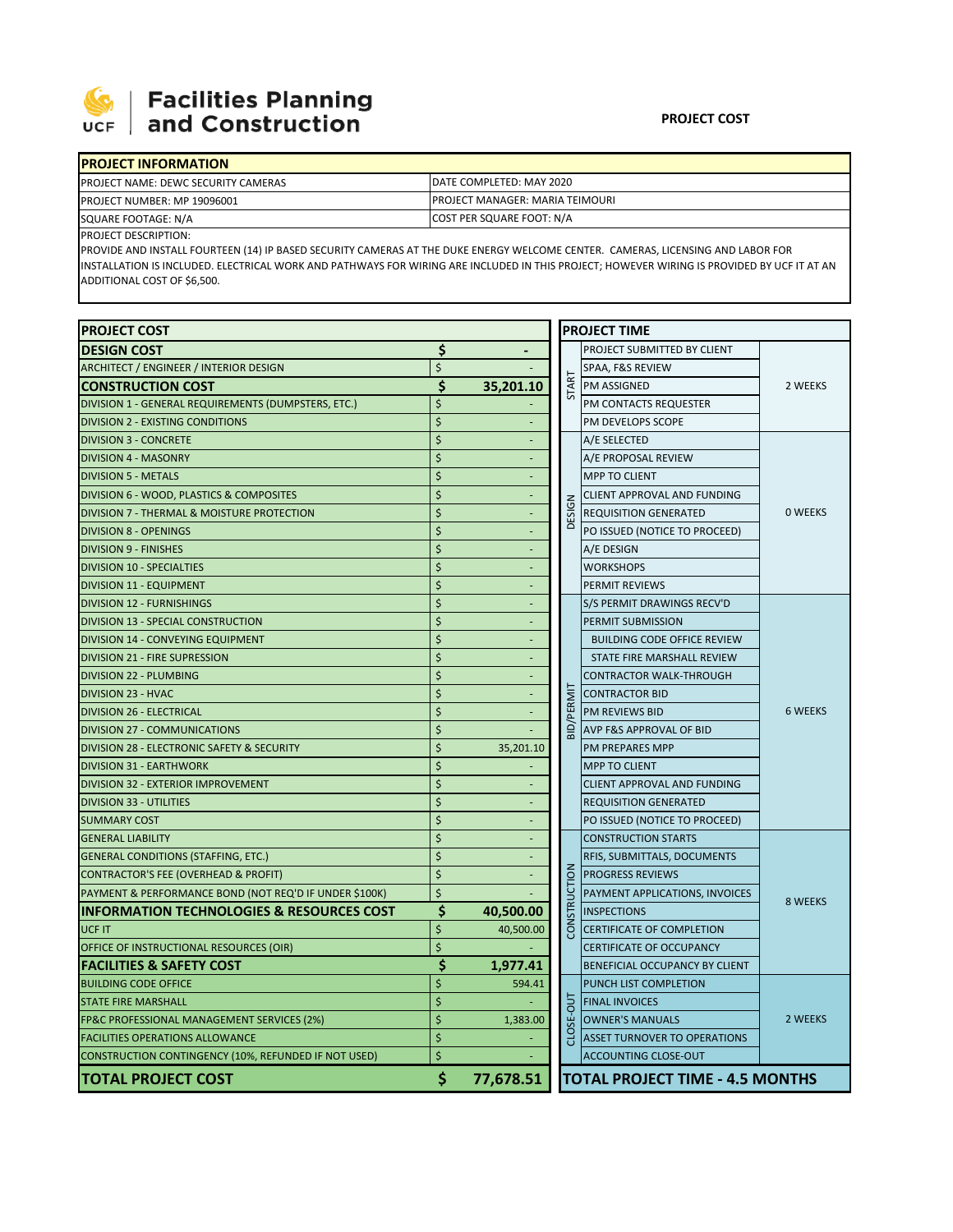Facilities Planning and Construction

**PROJECT COST**

| PROJECT INFORMATION | |
|---|---|
| PROJECT NAME: DEWC SECURITY CAMERAS | DATE COMPLETED: MAY 2020 |
| PROJECT NUMBER: MP 19096001 | PROJECT MANAGER: MARIA TEIMOURI |
| SQUARE FOOTAGE: N/A | COST PER SQUARE FOOT: N/A |

PROJECT DESCRIPTION:
PROVIDE AND INSTALL FOURTEEN (14) IP BASED SECURITY CAMERAS AT THE DUKE ENERGY WELCOME CENTER. CAMERAS, LICENSING AND LABOR FOR INSTALLATION IS INCLUDED. ELECTRICAL WORK AND PATHWAYS FOR WIRING ARE INCLUDED IN THIS PROJECT; HOWEVER WIRING IS PROVIDED BY UCF IT AT AN ADDITIONAL COST OF $6,500.

| PROJECT COST | | |
|---|---|---|
| **DESIGN COST** | **$** | **-** |
| ARCHITECT / ENGINEER / INTERIOR DESIGN | $ | - |
| **CONSTRUCTION COST** | **$** | **35,201.10** |
| DIVISION 1 - GENERAL REQUIREMENTS (DUMPSTERS, ETC.) | $ | - |
| DIVISION 2 - EXISTING CONDITIONS | $ | - |
| DIVISION 3 - CONCRETE | $ | - |
| DIVISION 4 - MASONRY | $ | - |
| DIVISION 5 - METALS | $ | - |
| DIVISION 6 - WOOD, PLASTICS & COMPOSITES | $ | - |
| DIVISION 7 - THERMAL & MOISTURE PROTECTION | $ | - |
| DIVISION 8 - OPENINGS | $ | - |
| DIVISION 9 - FINISHES | $ | - |
| DIVISION 10 - SPECIALTIES | $ | - |
| DIVISION 11 - EQUIPMENT | $ | - |
| DIVISION 12 - FURNISHINGS | $ | - |
| DIVISION 13 - SPECIAL CONSTRUCTION | $ | - |
| DIVISION 14 - CONVEYING EQUIPMENT | $ | - |
| DIVISION 21 - FIRE SUPRESSION | $ | - |
| DIVISION 22 - PLUMBING | $ | - |
| DIVISION 23 - HVAC | $ | - |
| DIVISION 26 - ELECTRICAL | $ | - |
| DIVISION 27 - COMMUNICATIONS | $ | - |
| DIVISION 28 - ELECTRONIC SAFETY & SECURITY | $ | 35,201.10 |
| DIVISION 31 - EARTHWORK | $ | - |
| DIVISION 32 - EXTERIOR IMPROVEMENT | $ | - |
| DIVISION 33 - UTILITIES | $ | - |
| SUMMARY COST | $ | - |
| GENERAL LIABILITY | $ | - |
| GENERAL CONDITIONS (STAFFING, ETC.) | $ | - |
| CONTRACTOR'S FEE (OVERHEAD & PROFIT) | $ | - |
| PAYMENT & PERFORMANCE BOND (NOT REQ'D IF UNDER $100K) | $ | - |
| **INFORMATION TECHNOLOGIES & RESOURCES COST** | **$** | **40,500.00** |
| UCF IT | $ | 40,500.00 |
| OFFICE OF INSTRUCTIONAL RESOURCES (OIR) | $ | - |
| **FACILITIES & SAFETY COST** | **$** | **1,977.41** |
| BUILDING CODE OFFICE | $ | 594.41 |
| STATE FIRE MARSHALL | $ | - |
| FP&C PROFESSIONAL MANAGEMENT SERVICES (2%) | $ | 1,383.00 |
| FACILITIES OPERATIONS ALLOWANCE | $ | - |
| CONSTRUCTION CONTINGENCY (10%, REFUNDED IF NOT USED) | $ | - |
| **TOTAL PROJECT COST** | **$** | **77,678.51** |

| PROJECT TIME | | |
|---|---|---|
| START | PROJECT SUBMITTED BY CLIENT | 2 WEEKS |
| | SPAA, F&S REVIEW | |
| | PM ASSIGNED | |
| | PM CONTACTS REQUESTER | |
| | PM DEVELOPS SCOPE | |
| DESIGN | A/E SELECTED | 0 WEEKS |
| | A/E PROPOSAL REVIEW | |
| | MPP TO CLIENT | |
| | CLIENT APPROVAL AND FUNDING | |
| | REQUISITION GENERATED | |
| | PO ISSUED (NOTICE TO PROCEED) | |
| | A/E DESIGN | |
| | WORKSHOPS | |
| | PERMIT REVIEWS | |
| BID/PERMIT | S/S PERMIT DRAWINGS RECV'D | 6 WEEKS |
| | PERMIT SUBMISSION | |
| | BUILDING CODE OFFICE REVIEW | |
| | STATE FIRE MARSHALL REVIEW | |
| | CONTRACTOR WALK-THROUGH | |
| | CONTRACTOR BID | |
| | PM REVIEWS BID | |
| | AVP F&S APPROVAL OF BID | |
| | PM PREPARES MPP | |
| | MPP TO CLIENT | |
| | CLIENT APPROVAL AND FUNDING | |
| | REQUISITION GENERATED | |
| | PO ISSUED (NOTICE TO PROCEED) | |
| CONSTRUCTION | CONSTRUCTION STARTS | 8 WEEKS |
| | RFIS, SUBMITTALS, DOCUMENTS | |
| | PROGRESS REVIEWS | |
| | PAYMENT APPLICATIONS, INVOICES | |
| | INSPECTIONS | |
| | CERTIFICATE OF COMPLETION | |
| | CERTIFICATE OF OCCUPANCY | |
| | BENEFICIAL OCCUPANCY BY CLIENT | |
| CLOSE-OUT | PUNCH LIST COMPLETION | 2 WEEKS |
| | FINAL INVOICES | |
| | OWNER'S MANUALS | |
| | ASSET TURNOVER TO OPERATIONS | |
| | ACCOUNTING CLOSE-OUT | |
| **TOTAL PROJECT TIME - 4.5 MONTHS** | | |